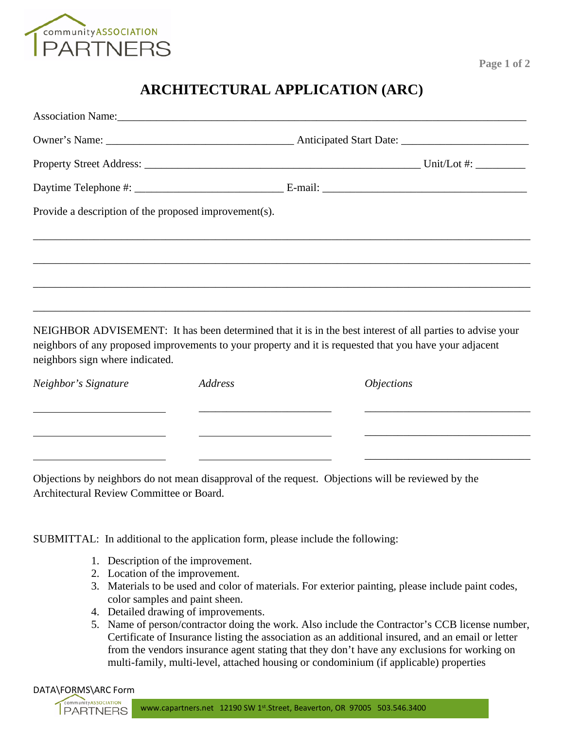# ARCHITECTURAL APPLICATION (ARC)

Association Name:\_\_\_\_\_\_\_\_\_\_\_\_\_\_\_\_\_\_\_\_\_\_\_\_\_\_\_\_\_\_\_\_\_\_\_\_\_\_\_\_\_\_\_\_\_\_\_\_\_\_\_\_\_\_\_\_\_\_\_\_\_\_\_\_\_\_\_\_\_\_\_\_\_\_

Owner's Name: \_\_\_\_\_\_\_\_\_\_\_\_\_\_\_\_\_\_\_\_\_\_\_\_\_\_\_\_\_\_\_\_\_\_ Anticipated Start Date: \_\_\_\_\_\_\_\_\_\_\_\_\_\_\_\_\_\_\_\_\_\_\_

Property Street Address: \_\_\_\_\_\_\_\_\_\_\_\_\_\_\_\_\_\_\_\_\_\_\_\_\_\_\_\_\_\_\_\_\_\_\_\_\_\_\_\_\_\_\_\_\_\_\_\_\_\_ Unit/Lot #: \_\_\_\_\_\_\_\_\_

Daytime Telephone #: \_\_\_\_\_\_\_\_\_\_\_\_\_\_\_\_\_\_\_\_\_\_\_\_\_\_\_ E-mail: \_\_\_\_\_\_\_\_\_\_\_\_\_\_\_\_\_\_\_\_\_\_\_\_\_\_\_\_\_\_\_\_\_\_\_\_\_\_

Provide a description of the proposed improvement(s).

\_\_\_\_\_\_\_\_\_\_\_\_\_\_\_\_\_\_\_\_\_\_\_\_\_\_\_\_\_\_\_\_\_\_\_\_\_\_\_\_\_\_\_\_\_\_\_\_\_\_\_\_\_\_\_\_\_\_\_\_\_\_\_\_\_\_\_\_\_\_\_\_\_\_\_\_\_\_\_\_\_\_\_\_\_\_\_

\_\_\_\_\_\_\_\_\_\_\_\_\_\_\_\_\_\_\_\_\_\_\_\_\_\_\_\_\_\_\_\_\_\_\_\_\_\_\_\_\_\_\_\_\_\_\_\_\_\_\_\_\_\_\_\_\_\_\_\_\_\_\_\_\_\_\_\_\_\_\_\_\_\_\_\_\_\_\_\_\_\_\_\_\_\_\_

\_\_\_\_\_\_\_\_\_\_\_\_\_\_\_\_\_\_\_\_\_\_\_\_\_\_\_\_\_\_\_\_\_\_\_\_\_\_\_\_\_\_\_\_\_\_\_\_\_\_\_\_\_\_\_\_\_\_\_\_\_\_\_\_\_\_\_\_\_\_\_\_\_\_\_\_\_\_\_\_\_\_\_\_\_\_\_

\_\_\_\_\_\_\_\_\_\_\_\_\_\_\_\_\_\_\_\_\_\_\_\_\_\_\_\_\_\_\_\_\_\_\_\_\_\_\_\_\_\_\_\_\_\_\_\_\_\_\_\_\_\_\_\_\_\_\_\_\_\_\_\_\_\_\_\_\_\_\_\_\_\_\_\_\_\_\_\_\_\_\_\_\_\_\_

NEIGHBOR ADVISEMENT: It has been determined that it is in the best interest of all parties to advise your neighbors of any proposed improvements to your property and it is requested that you have your adjacent neighbors sign where indicated.

| *Neighbor's Signature* | *Address* | *Objections* |
|---|---|---|
| | | |
| | | |
| | | |

Objections by neighbors do not mean disapproval of the request. Objections will be reviewed by the Architectural Review Committee or Board.

SUBMITTAL: In additional to the application form, please include the following:

1. Description of the improvement.
2. Location of the improvement.
3. Materials to be used and color of materials. For exterior painting, please include paint codes, color samples and paint sheen.
4. Detailed drawing of improvements.
5. Name of person/contractor doing the work. Also include the Contractor's CCB license number, Certificate of Insurance listing the association as an additional insured, and an email or letter from the vendors insurance agent stating that they don't have any exclusions for working on multi-family, multi-level, attached housing or condominium (if applicable) properties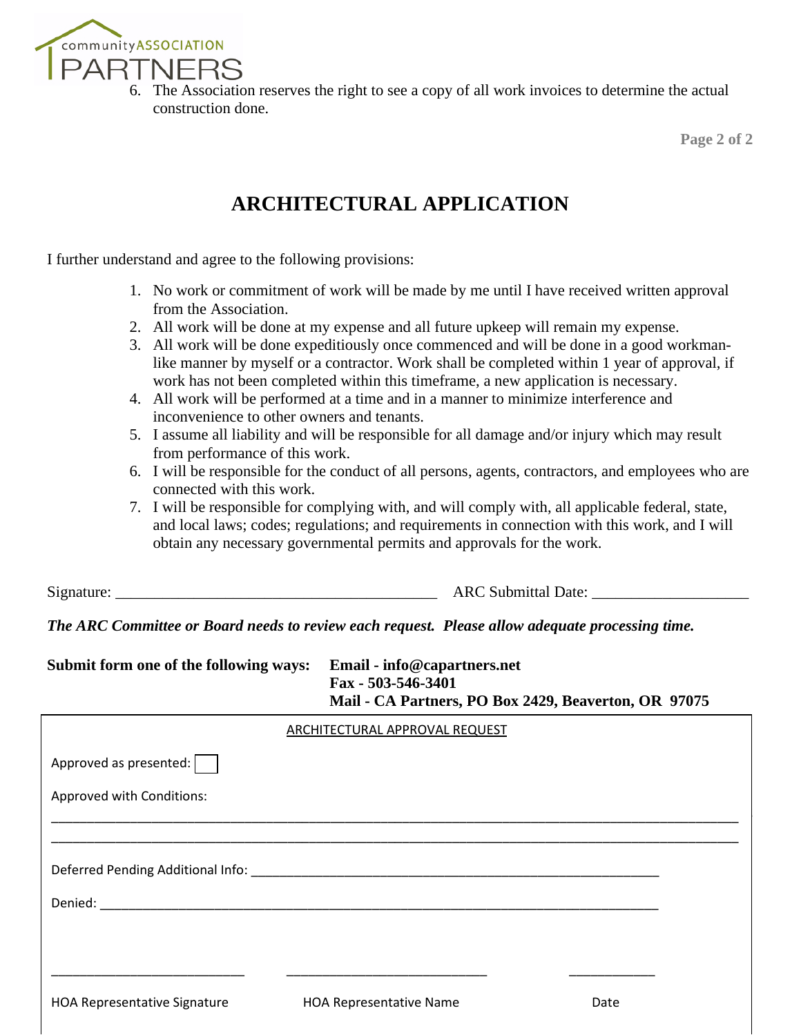6. The Association reserves the right to see a copy of all work invoices to determine the actual construction done.

# ARCHITECTURAL APPLICATION

I further understand and agree to the following provisions:

1. No work or commitment of work will be made by me until I have received written approval from the Association.
2. All work will be done at my expense and all future upkeep will remain my expense.
3. All work will be done expeditiously once commenced and will be done in a good workman-like manner by myself or a contractor. Work shall be completed within 1 year of approval, if work has not been completed within this timeframe, a new application is necessary.
4. All work will be performed at a time and in a manner to minimize interference and inconvenience to other owners and tenants.
5. I assume all liability and will be responsible for all damage and/or injury which may result from performance of this work.
6. I will be responsible for the conduct of all persons, agents, contractors, and employees who are connected with this work.
7. I will be responsible for complying with, and will comply with, all applicable federal, state, and local laws; codes; regulations; and requirements in connection with this work, and I will obtain any necessary governmental permits and approvals for the work.

Signature: ________________________________________ ARC Submittal Date: ____________________

***The ARC Committee or Board needs to review each request. Please allow adequate processing time.***

**Submit form one of the following ways:** **Email - info@capartners.net**
**Fax - 503-546-3401**
**Mail - CA Partners, PO Box 2429, Beaverton, OR 97075**

ARCHITECTURAL APPROVAL REQUEST

Approved as presented: ☐

Approved with Conditions:

______________________________________________________________________________

______________________________________________________________________________

Deferred Pending Additional Info: ________________________________________________

Denied: ______________________________________________________________________

__________________________ __________________________ ____________

HOA Representative Signature HOA Representative Name Date